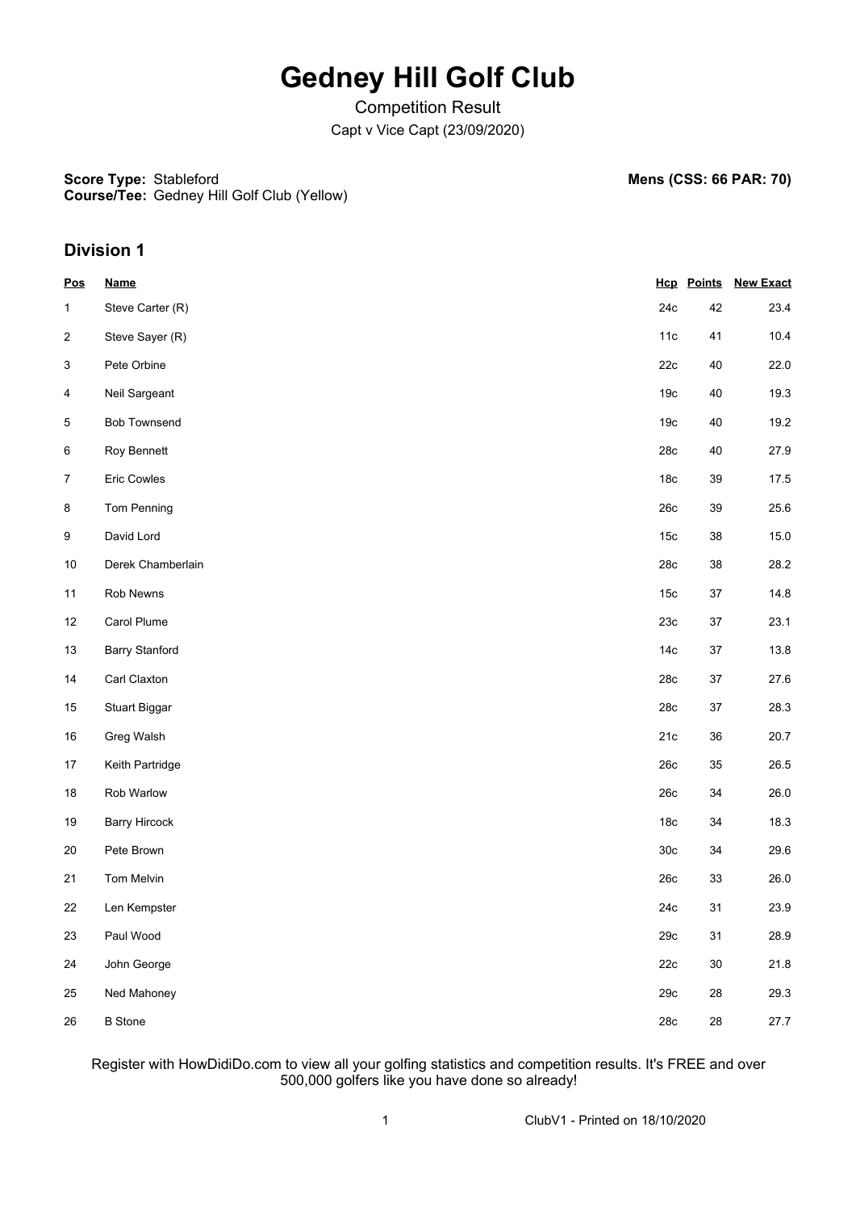# Gedney Hill Golf Club

Competition Result

Capt v Vice Capt (23/09/2020)

**Score Type:** Stableford
**Course/Tee:** Gedney Hill Golf Club (Yellow)

**Mens (CSS: 66 PAR: 70)**

## Division 1

| Pos | Name | Hcp | Points | New Exact |
|---|---|---|---|---|
| 1 | Steve Carter (R) | 24c | 42 | 23.4 |
| 2 | Steve Sayer (R) | 11c | 41 | 10.4 |
| 3 | Pete Orbine | 22c | 40 | 22.0 |
| 4 | Neil Sargeant | 19c | 40 | 19.3 |
| 5 | Bob Townsend | 19c | 40 | 19.2 |
| 6 | Roy Bennett | 28c | 40 | 27.9 |
| 7 | Eric Cowles | 18c | 39 | 17.5 |
| 8 | Tom Penning | 26c | 39 | 25.6 |
| 9 | David Lord | 15c | 38 | 15.0 |
| 10 | Derek Chamberlain | 28c | 38 | 28.2 |
| 11 | Rob Newns | 15c | 37 | 14.8 |
| 12 | Carol Plume | 23c | 37 | 23.1 |
| 13 | Barry Stanford | 14c | 37 | 13.8 |
| 14 | Carl Claxton | 28c | 37 | 27.6 |
| 15 | Stuart Biggar | 28c | 37 | 28.3 |
| 16 | Greg Walsh | 21c | 36 | 20.7 |
| 17 | Keith Partridge | 26c | 35 | 26.5 |
| 18 | Rob Warlow | 26c | 34 | 26.0 |
| 19 | Barry Hircock | 18c | 34 | 18.3 |
| 20 | Pete Brown | 30c | 34 | 29.6 |
| 21 | Tom Melvin | 26c | 33 | 26.0 |
| 22 | Len Kempster | 24c | 31 | 23.9 |
| 23 | Paul Wood | 29c | 31 | 28.9 |
| 24 | John George | 22c | 30 | 21.8 |
| 25 | Ned Mahoney | 29c | 28 | 29.3 |
| 26 | B Stone | 28c | 28 | 27.7 |

Register with HowDidiDo.com to view all your golfing statistics and competition results. It's FREE and over 500,000 golfers like you have done so already!

ClubV1 - Printed on 18/10/2020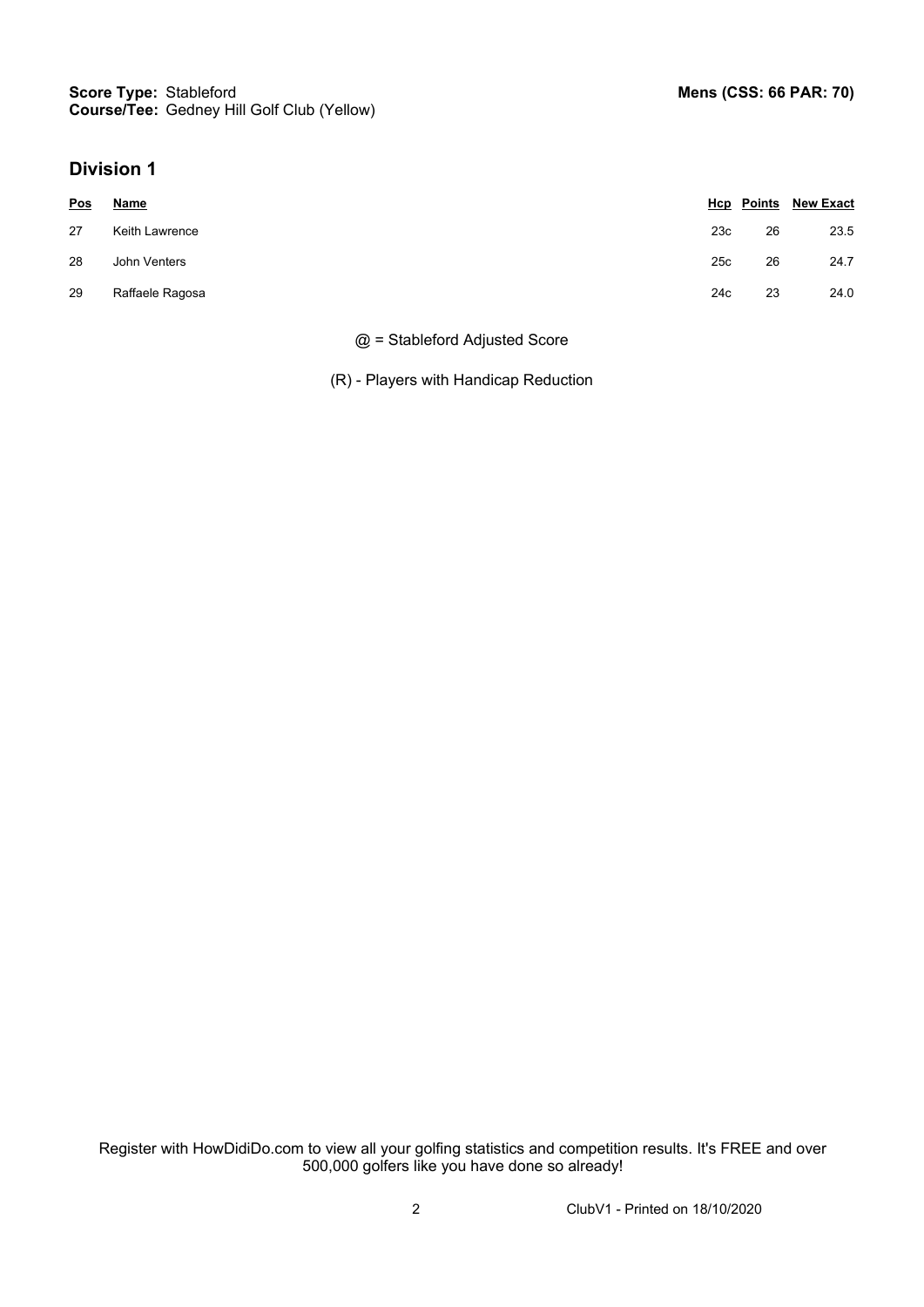**Score Type:** Stableford
**Course/Tee:** Gedney Hill Golf Club (Yellow)

**Mens (CSS: 66 PAR: 70)**

## Division 1

| Pos | Name | Hcp | Points | New Exact |
|---|---|---|---|---|
| 27 | Keith Lawrence | 23c | 26 | 23.5 |
| 28 | John Venters | 25c | 26 | 24.7 |
| 29 | Raffaele Ragosa | 24c | 23 | 24.0 |

@ = Stableford Adjusted Score

(R) - Players with Handicap Reduction

Register with HowDidiDo.com to view all your golfing statistics and competition results. It's FREE and over 500,000 golfers like you have done so already!

ClubV1 - Printed on 18/10/2020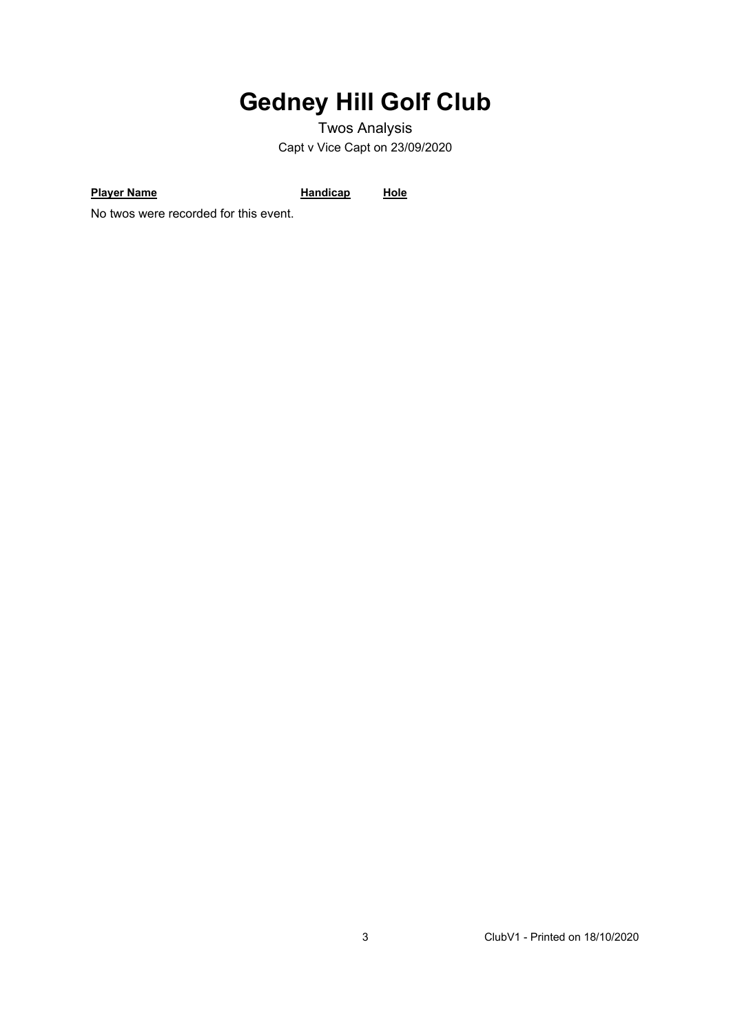# Gedney Hill Golf Club

Twos Analysis

Capt v Vice Capt on 23/09/2020

| Player Name | Handicap | Hole |
| --- | --- | --- |

No twos were recorded for this event.

ClubV1 - Printed on 18/10/2020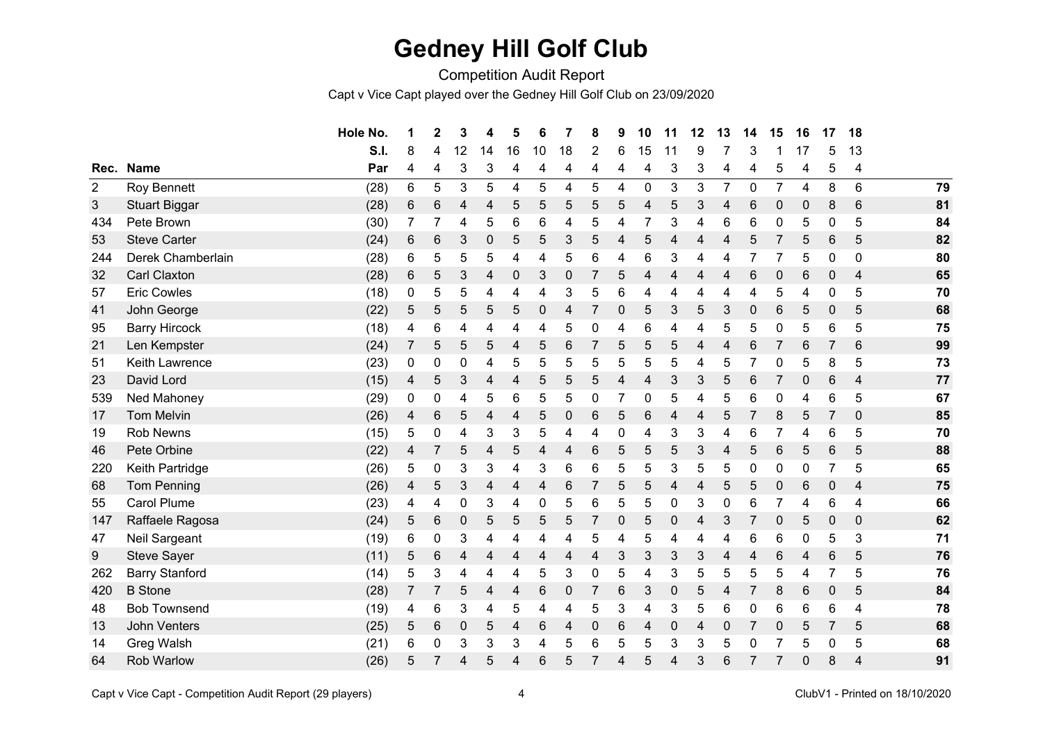# Gedney Hill Golf Club

Competition Audit Report

Capt v Vice Capt played over the Gedney Hill Golf Club on 23/09/2020

| Rec. | Name | Hole No. | 1 | 2 | 3 | 4 | 5 | 6 | 7 | 8 | 9 | 10 | 11 | 12 | 13 | 14 | 15 | 16 | 17 | 18 | |
|---|---|---|---|---|---|---|---|---|---|---|---|---|---|---|---|---|---|---|---|---|---|
| | | S.I. | 8 | 4 | 12 | 14 | 16 | 10 | 18 | 2 | 6 | 15 | 11 | 9 | 7 | 3 | 1 | 17 | 5 | 13 | |
| | | Par | 4 | 4 | 3 | 3 | 4 | 4 | 4 | 4 | 4 | 4 | 3 | 3 | 4 | 4 | 5 | 4 | 5 | 4 | |
| 2 | Roy Bennett | (28) | 6 | 5 | 3 | 5 | 4 | 5 | 4 | 5 | 4 | 0 | 3 | 3 | 7 | 0 | 7 | 4 | 8 | 6 | **79** |
| 3 | Stuart Biggar | (28) | 6 | 6 | 4 | 4 | 5 | 5 | 5 | 5 | 5 | 4 | 5 | 3 | 4 | 6 | 0 | 0 | 8 | 6 | **81** |
| 434 | Pete Brown | (30) | 7 | 7 | 4 | 5 | 6 | 6 | 4 | 5 | 4 | 7 | 3 | 4 | 6 | 6 | 0 | 5 | 0 | 5 | **84** |
| 53 | Steve Carter | (24) | 6 | 6 | 3 | 0 | 5 | 5 | 3 | 5 | 4 | 5 | 4 | 4 | 4 | 5 | 7 | 5 | 6 | 5 | **82** |
| 244 | Derek Chamberlain | (28) | 6 | 5 | 5 | 5 | 4 | 4 | 5 | 6 | 4 | 6 | 3 | 4 | 4 | 7 | 7 | 5 | 0 | 0 | **80** |
| 32 | Carl Claxton | (28) | 6 | 5 | 3 | 4 | 0 | 3 | 0 | 7 | 5 | 4 | 4 | 4 | 4 | 6 | 0 | 6 | 0 | 4 | **65** |
| 57 | Eric Cowles | (18) | 0 | 5 | 5 | 4 | 4 | 4 | 3 | 5 | 6 | 4 | 4 | 4 | 4 | 4 | 5 | 4 | 0 | 5 | **70** |
| 41 | John George | (22) | 5 | 5 | 5 | 5 | 5 | 0 | 4 | 7 | 0 | 5 | 3 | 5 | 3 | 0 | 6 | 5 | 0 | 5 | **68** |
| 95 | Barry Hircock | (18) | 4 | 6 | 4 | 4 | 4 | 4 | 5 | 0 | 4 | 6 | 4 | 4 | 5 | 5 | 0 | 5 | 6 | 5 | **75** |
| 21 | Len Kempster | (24) | 7 | 5 | 5 | 5 | 4 | 5 | 6 | 7 | 5 | 5 | 5 | 4 | 4 | 6 | 7 | 6 | 7 | 6 | **99** |
| 51 | Keith Lawrence | (23) | 0 | 0 | 0 | 4 | 5 | 5 | 5 | 5 | 5 | 5 | 5 | 4 | 5 | 7 | 0 | 5 | 8 | 5 | **73** |
| 23 | David Lord | (15) | 4 | 5 | 3 | 4 | 4 | 5 | 5 | 5 | 4 | 4 | 3 | 3 | 5 | 6 | 7 | 0 | 6 | 4 | **77** |
| 539 | Ned Mahoney | (29) | 0 | 0 | 4 | 5 | 6 | 5 | 5 | 0 | 7 | 0 | 5 | 4 | 5 | 6 | 0 | 4 | 6 | 5 | **67** |
| 17 | Tom Melvin | (26) | 4 | 6 | 5 | 4 | 4 | 5 | 0 | 6 | 5 | 6 | 4 | 4 | 5 | 7 | 8 | 5 | 7 | 0 | **85** |
| 19 | Rob Newns | (15) | 5 | 0 | 4 | 3 | 3 | 5 | 4 | 4 | 0 | 4 | 3 | 3 | 4 | 6 | 7 | 4 | 6 | 5 | **70** |
| 46 | Pete Orbine | (22) | 4 | 7 | 5 | 4 | 5 | 4 | 4 | 6 | 5 | 5 | 5 | 3 | 4 | 5 | 6 | 5 | 6 | 5 | **88** |
| 220 | Keith Partridge | (26) | 5 | 0 | 3 | 3 | 4 | 3 | 6 | 6 | 5 | 5 | 3 | 5 | 5 | 0 | 0 | 0 | 7 | 5 | **65** |
| 68 | Tom Penning | (26) | 4 | 5 | 3 | 4 | 4 | 4 | 6 | 7 | 5 | 5 | 4 | 4 | 5 | 5 | 0 | 6 | 0 | 4 | **75** |
| 55 | Carol Plume | (23) | 4 | 4 | 0 | 3 | 4 | 0 | 5 | 6 | 5 | 5 | 0 | 3 | 0 | 6 | 7 | 4 | 6 | 4 | **66** |
| 147 | Raffaele Ragosa | (24) | 5 | 6 | 0 | 5 | 5 | 5 | 5 | 7 | 0 | 5 | 0 | 4 | 3 | 7 | 0 | 5 | 0 | 0 | **62** |
| 47 | Neil Sargeant | (19) | 6 | 0 | 3 | 4 | 4 | 4 | 4 | 5 | 4 | 5 | 4 | 4 | 4 | 6 | 6 | 0 | 5 | 3 | **71** |
| 9 | Steve Sayer | (11) | 5 | 6 | 4 | 4 | 4 | 4 | 4 | 4 | 3 | 3 | 3 | 3 | 4 | 4 | 6 | 4 | 6 | 5 | **76** |
| 262 | Barry Stanford | (14) | 5 | 3 | 4 | 4 | 4 | 5 | 3 | 0 | 5 | 4 | 3 | 5 | 5 | 5 | 5 | 4 | 7 | 5 | **76** |
| 420 | B Stone | (28) | 7 | 7 | 5 | 4 | 4 | 6 | 0 | 7 | 6 | 3 | 0 | 5 | 4 | 7 | 8 | 6 | 0 | 5 | **84** |
| 48 | Bob Townsend | (19) | 4 | 6 | 3 | 4 | 5 | 4 | 4 | 5 | 3 | 4 | 3 | 5 | 6 | 0 | 6 | 6 | 6 | 4 | **78** |
| 13 | John Venters | (25) | 5 | 6 | 0 | 5 | 4 | 6 | 4 | 0 | 6 | 4 | 0 | 4 | 0 | 7 | 0 | 5 | 7 | 5 | **68** |
| 14 | Greg Walsh | (21) | 6 | 0 | 3 | 3 | 3 | 4 | 5 | 6 | 5 | 5 | 3 | 3 | 5 | 0 | 7 | 5 | 0 | 5 | **68** |
| 64 | Rob Warlow | (26) | 5 | 7 | 4 | 5 | 4 | 6 | 5 | 7 | 4 | 5 | 4 | 3 | 6 | 7 | 7 | 0 | 8 | 4 | **91** |

Capt v Vice Capt - Competition Audit Report (29 players)

ClubV1 - Printed on 18/10/2020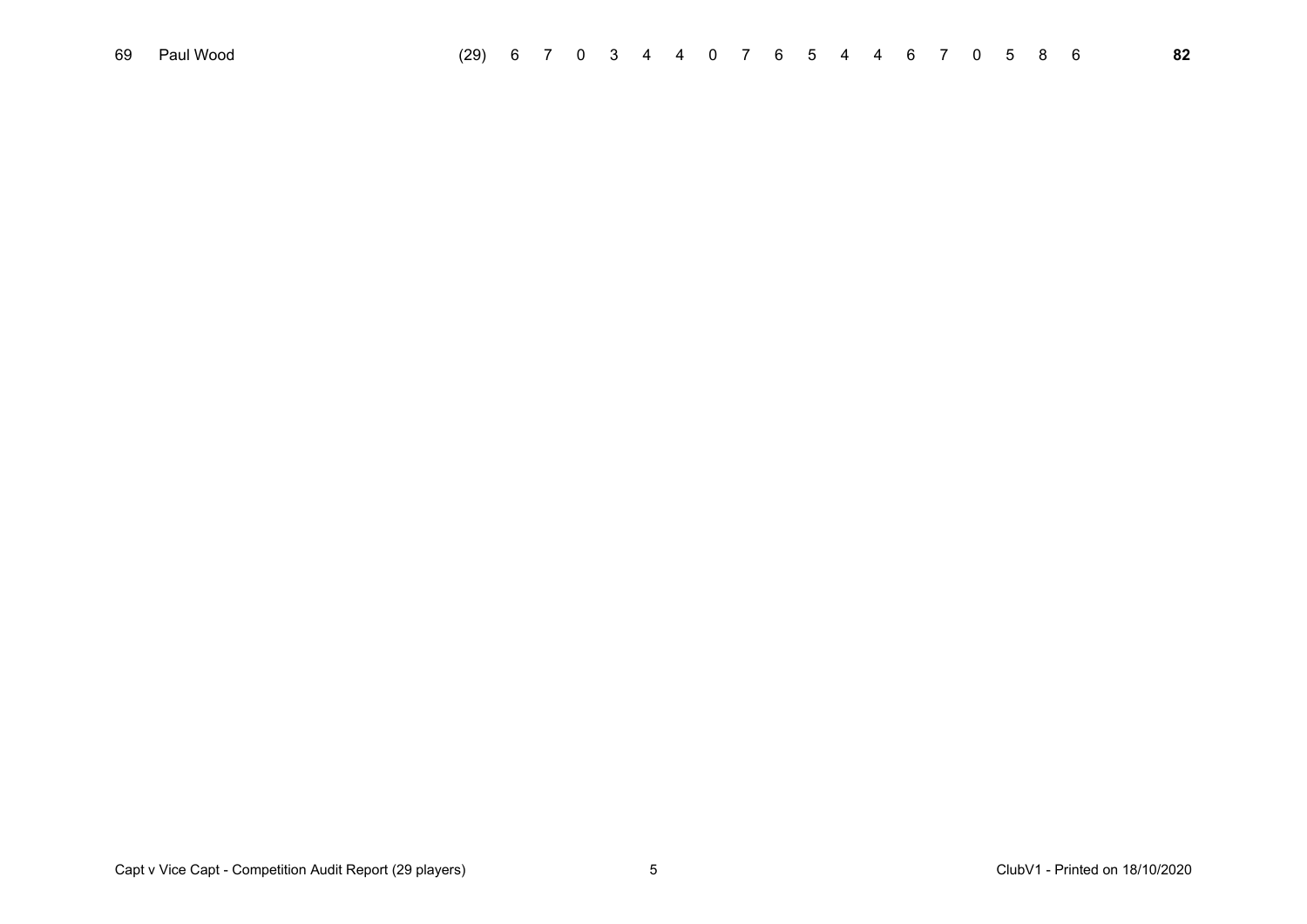| | | | | | | | | | | | | | | | | | | | | | |
|---|---|---|---|---|---|---|---|---|---|---|---|---|---|---|---|---|---|---|---|---|---|
| 69 | Paul Wood | (29) | 6 | 7 | 0 | 3 | 4 | 4 | 0 | 7 | 6 | 5 | 4 | 4 | 6 | 7 | 0 | 5 | 8 | 6 | **82** |

Capt v Vice Capt - Competition Audit Report (29 players)

ClubV1 - Printed on 18/10/2020